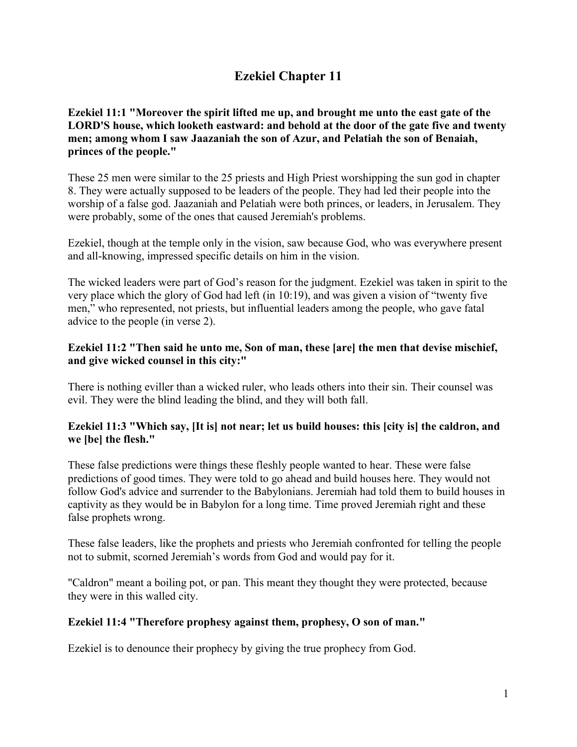# Ezekiel Chapter 11

**Ezekiel 11:1 "Moreover the spirit lifted me up, and brought me unto the east gate of the LORD'S house, which looketh eastward: and behold at the door of the gate five and twenty men; among whom I saw Jaazaniah the son of Azur, and Pelatiah the son of Benaiah, princes of the people."**

These 25 men were similar to the 25 priests and High Priest worshipping the sun god in chapter 8. They were actually supposed to be leaders of the people. They had led their people into the worship of a false god. Jaazaniah and Pelatiah were both princes, or leaders, in Jerusalem. They were probably, some of the ones that caused Jeremiah's problems.

Ezekiel, though at the temple only in the vision, saw because God, who was everywhere present and all-knowing, impressed specific details on him in the vision.

The wicked leaders were part of God's reason for the judgment. Ezekiel was taken in spirit to the very place which the glory of God had left (in 10:19), and was given a vision of "twenty five men," who represented, not priests, but influential leaders among the people, who gave fatal advice to the people (in verse 2).

**Ezekiel 11:2 "Then said he unto me, Son of man, these [are] the men that devise mischief, and give wicked counsel in this city:"**

There is nothing eviller than a wicked ruler, who leads others into their sin. Their counsel was evil. They were the blind leading the blind, and they will both fall.

**Ezekiel 11:3 "Which say, [It is] not near; let us build houses: this [city is] the caldron, and we [be] the flesh."**

These false predictions were things these fleshly people wanted to hear. These were false predictions of good times. They were told to go ahead and build houses here. They would not follow God's advice and surrender to the Babylonians. Jeremiah had told them to build houses in captivity as they would be in Babylon for a long time. Time proved Jeremiah right and these false prophets wrong.

These false leaders, like the prophets and priests who Jeremiah confronted for telling the people not to submit, scorned Jeremiah's words from God and would pay for it.

"Caldron" meant a boiling pot, or pan. This meant they thought they were protected, because they were in this walled city.

**Ezekiel 11:4 "Therefore prophesy against them, prophesy, O son of man."**

Ezekiel is to denounce their prophecy by giving the true prophecy from God.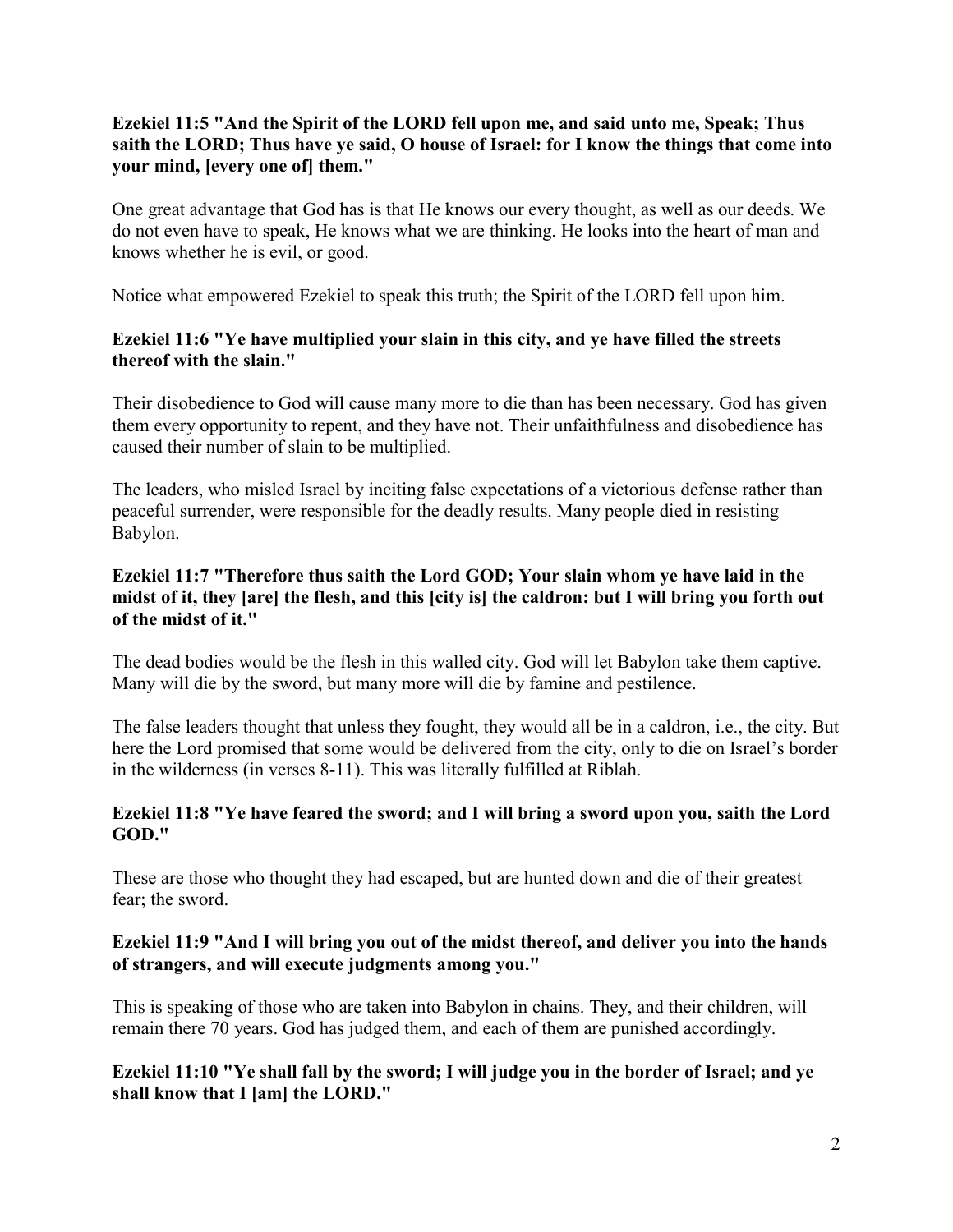**Ezekiel 11:5 "And the Spirit of the LORD fell upon me, and said unto me, Speak; Thus saith the LORD; Thus have ye said, O house of Israel: for I know the things that come into your mind, [every one of] them."**

One great advantage that God has is that He knows our every thought, as well as our deeds. We do not even have to speak, He knows what we are thinking. He looks into the heart of man and knows whether he is evil, or good.

Notice what empowered Ezekiel to speak this truth; the Spirit of the LORD fell upon him.

**Ezekiel 11:6 "Ye have multiplied your slain in this city, and ye have filled the streets thereof with the slain."**

Their disobedience to God will cause many more to die than has been necessary. God has given them every opportunity to repent, and they have not. Their unfaithfulness and disobedience has caused their number of slain to be multiplied.

The leaders, who misled Israel by inciting false expectations of a victorious defense rather than peaceful surrender, were responsible for the deadly results. Many people died in resisting Babylon.

**Ezekiel 11:7 "Therefore thus saith the Lord GOD; Your slain whom ye have laid in the midst of it, they [are] the flesh, and this [city is] the caldron: but I will bring you forth out of the midst of it."**

The dead bodies would be the flesh in this walled city. God will let Babylon take them captive. Many will die by the sword, but many more will die by famine and pestilence.

The false leaders thought that unless they fought, they would all be in a caldron, i.e., the city. But here the Lord promised that some would be delivered from the city, only to die on Israel's border in the wilderness (in verses 8-11). This was literally fulfilled at Riblah.

**Ezekiel 11:8 "Ye have feared the sword; and I will bring a sword upon you, saith the Lord GOD."**

These are those who thought they had escaped, but are hunted down and die of their greatest fear; the sword.

**Ezekiel 11:9 "And I will bring you out of the midst thereof, and deliver you into the hands of strangers, and will execute judgments among you."**

This is speaking of those who are taken into Babylon in chains. They, and their children, will remain there 70 years. God has judged them, and each of them are punished accordingly.

**Ezekiel 11:10 "Ye shall fall by the sword; I will judge you in the border of Israel; and ye shall know that I [am] the LORD."**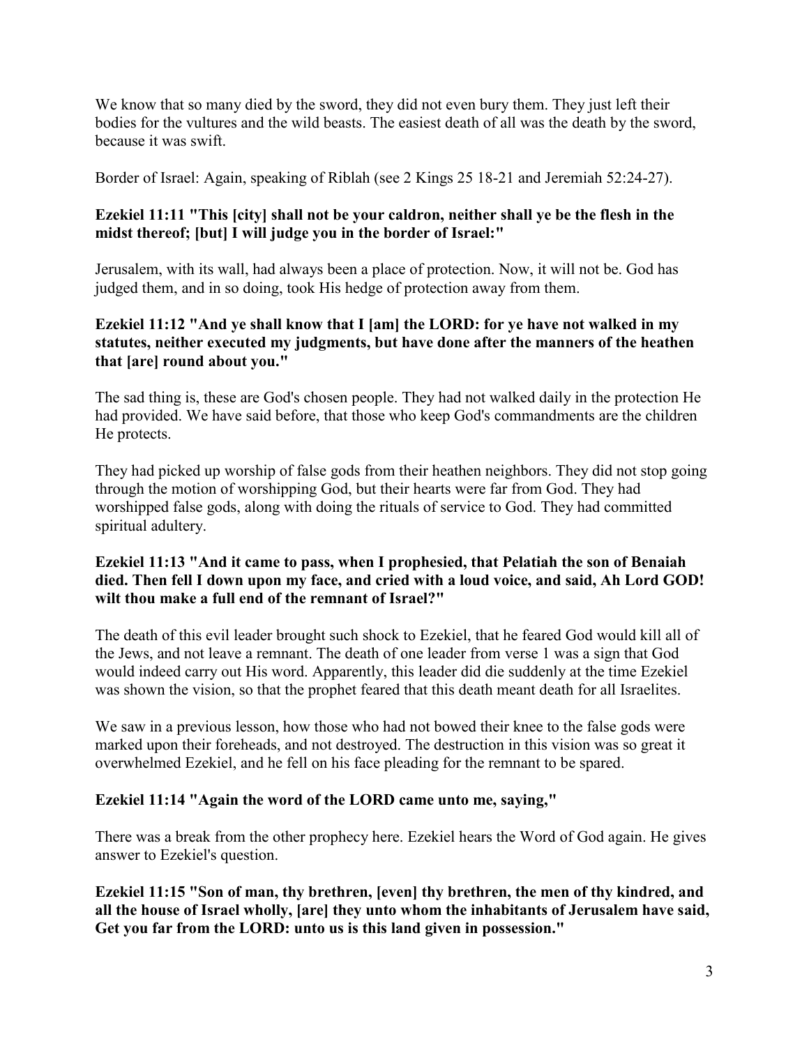We know that so many died by the sword, they did not even bury them. They just left their bodies for the vultures and the wild beasts. The easiest death of all was the death by the sword, because it was swift.

Border of Israel: Again, speaking of Riblah (see 2 Kings 25 18-21 and Jeremiah 52:24-27).

**Ezekiel 11:11 "This [city] shall not be your caldron, neither shall ye be the flesh in the midst thereof; [but] I will judge you in the border of Israel:"**

Jerusalem, with its wall, had always been a place of protection. Now, it will not be. God has judged them, and in so doing, took His hedge of protection away from them.

**Ezekiel 11:12 "And ye shall know that I [am] the LORD: for ye have not walked in my statutes, neither executed my judgments, but have done after the manners of the heathen that [are] round about you."**

The sad thing is, these are God's chosen people. They had not walked daily in the protection He had provided. We have said before, that those who keep God's commandments are the children He protects.

They had picked up worship of false gods from their heathen neighbors. They did not stop going through the motion of worshipping God, but their hearts were far from God. They had worshipped false gods, along with doing the rituals of service to God. They had committed spiritual adultery.

**Ezekiel 11:13 "And it came to pass, when I prophesied, that Pelatiah the son of Benaiah died. Then fell I down upon my face, and cried with a loud voice, and said, Ah Lord GOD! wilt thou make a full end of the remnant of Israel?"**

The death of this evil leader brought such shock to Ezekiel, that he feared God would kill all of the Jews, and not leave a remnant. The death of one leader from verse 1 was a sign that God would indeed carry out His word. Apparently, this leader did die suddenly at the time Ezekiel was shown the vision, so that the prophet feared that this death meant death for all Israelites.

We saw in a previous lesson, how those who had not bowed their knee to the false gods were marked upon their foreheads, and not destroyed. The destruction in this vision was so great it overwhelmed Ezekiel, and he fell on his face pleading for the remnant to be spared.

**Ezekiel 11:14 "Again the word of the LORD came unto me, saying,"**

There was a break from the other prophecy here. Ezekiel hears the Word of God again. He gives answer to Ezekiel's question.

**Ezekiel 11:15 "Son of man, thy brethren, [even] thy brethren, the men of thy kindred, and all the house of Israel wholly, [are] they unto whom the inhabitants of Jerusalem have said, Get you far from the LORD: unto us is this land given in possession."**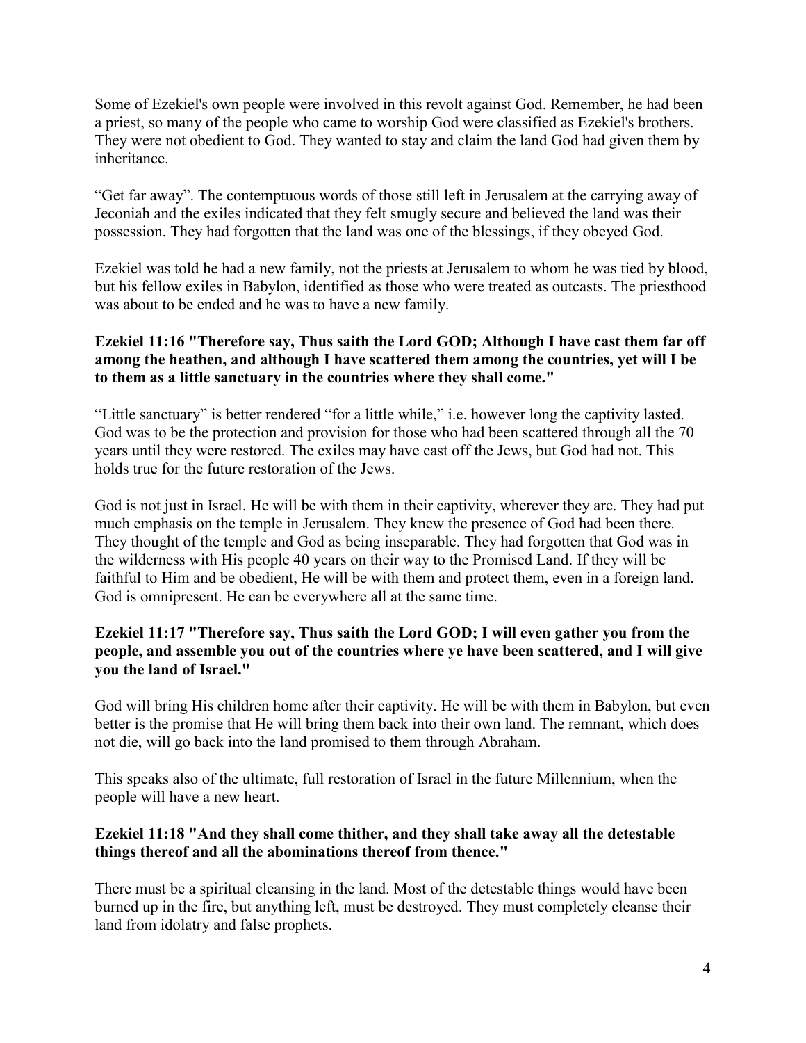Some of Ezekiel's own people were involved in this revolt against God. Remember, he had been a priest, so many of the people who came to worship God were classified as Ezekiel's brothers. They were not obedient to God. They wanted to stay and claim the land God had given them by inheritance.

“Get far away”. The contemptuous words of those still left in Jerusalem at the carrying away of Jeconiah and the exiles indicated that they felt smugly secure and believed the land was their possession. They had forgotten that the land was one of the blessings, if they obeyed God.

Ezekiel was told he had a new family, not the priests at Jerusalem to whom he was tied by blood, but his fellow exiles in Babylon, identified as those who were treated as outcasts. The priesthood was about to be ended and he was to have a new family.

**Ezekiel 11:16 "Therefore say, Thus saith the Lord GOD; Although I have cast them far off among the heathen, and although I have scattered them among the countries, yet will I be to them as a little sanctuary in the countries where they shall come."**

“Little sanctuary” is better rendered “for a little while,” i.e. however long the captivity lasted. God was to be the protection and provision for those who had been scattered through all the 70 years until they were restored. The exiles may have cast off the Jews, but God had not. This holds true for the future restoration of the Jews.

God is not just in Israel. He will be with them in their captivity, wherever they are. They had put much emphasis on the temple in Jerusalem. They knew the presence of God had been there. They thought of the temple and God as being inseparable. They had forgotten that God was in the wilderness with His people 40 years on their way to the Promised Land. If they will be faithful to Him and be obedient, He will be with them and protect them, even in a foreign land. God is omnipresent. He can be everywhere all at the same time.

**Ezekiel 11:17 "Therefore say, Thus saith the Lord GOD; I will even gather you from the people, and assemble you out of the countries where ye have been scattered, and I will give you the land of Israel."**

God will bring His children home after their captivity. He will be with them in Babylon, but even better is the promise that He will bring them back into their own land. The remnant, which does not die, will go back into the land promised to them through Abraham.

This speaks also of the ultimate, full restoration of Israel in the future Millennium, when the people will have a new heart.

**Ezekiel 11:18 "And they shall come thither, and they shall take away all the detestable things thereof and all the abominations thereof from thence."**

There must be a spiritual cleansing in the land. Most of the detestable things would have been burned up in the fire, but anything left, must be destroyed. They must completely cleanse their land from idolatry and false prophets.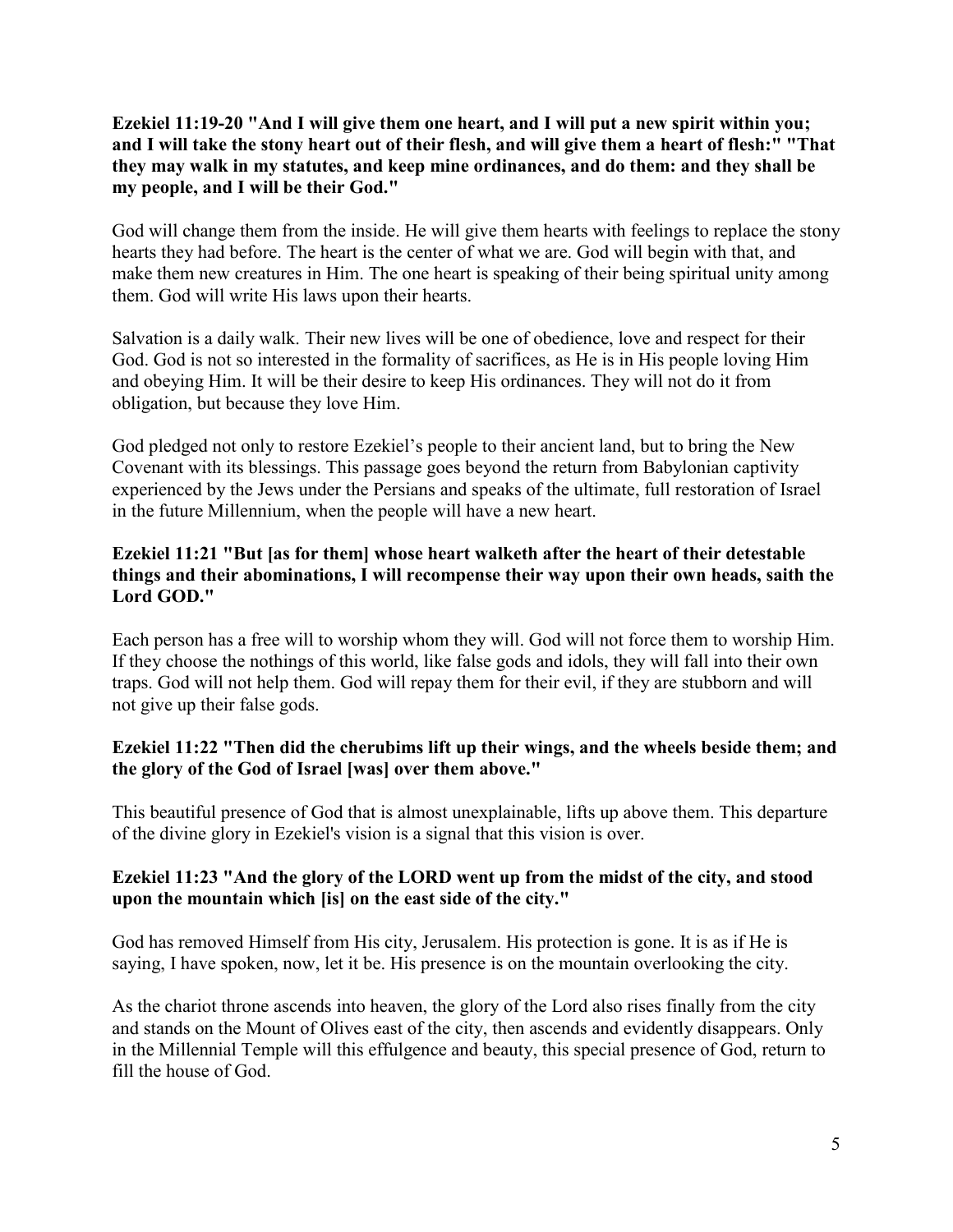**Ezekiel 11:19-20 "And I will give them one heart, and I will put a new spirit within you; and I will take the stony heart out of their flesh, and will give them a heart of flesh:" "That they may walk in my statutes, and keep mine ordinances, and do them: and they shall be my people, and I will be their God."**

God will change them from the inside. He will give them hearts with feelings to replace the stony hearts they had before. The heart is the center of what we are. God will begin with that, and make them new creatures in Him. The one heart is speaking of their being spiritual unity among them. God will write His laws upon their hearts.

Salvation is a daily walk. Their new lives will be one of obedience, love and respect for their God. God is not so interested in the formality of sacrifices, as He is in His people loving Him and obeying Him. It will be their desire to keep His ordinances. They will not do it from obligation, but because they love Him.

God pledged not only to restore Ezekiel's people to their ancient land, but to bring the New Covenant with its blessings. This passage goes beyond the return from Babylonian captivity experienced by the Jews under the Persians and speaks of the ultimate, full restoration of Israel in the future Millennium, when the people will have a new heart.

**Ezekiel 11:21 "But [as for them] whose heart walketh after the heart of their detestable things and their abominations, I will recompense their way upon their own heads, saith the Lord GOD."**

Each person has a free will to worship whom they will. God will not force them to worship Him. If they choose the nothings of this world, like false gods and idols, they will fall into their own traps. God will not help them. God will repay them for their evil, if they are stubborn and will not give up their false gods.

**Ezekiel 11:22 "Then did the cherubims lift up their wings, and the wheels beside them; and the glory of the God of Israel [was] over them above."**

This beautiful presence of God that is almost unexplainable, lifts up above them. This departure of the divine glory in Ezekiel's vision is a signal that this vision is over.

**Ezekiel 11:23 "And the glory of the LORD went up from the midst of the city, and stood upon the mountain which [is] on the east side of the city."**

God has removed Himself from His city, Jerusalem. His protection is gone. It is as if He is saying, I have spoken, now, let it be. His presence is on the mountain overlooking the city.

As the chariot throne ascends into heaven, the glory of the Lord also rises finally from the city and stands on the Mount of Olives east of the city, then ascends and evidently disappears. Only in the Millennial Temple will this effulgence and beauty, this special presence of God, return to fill the house of God.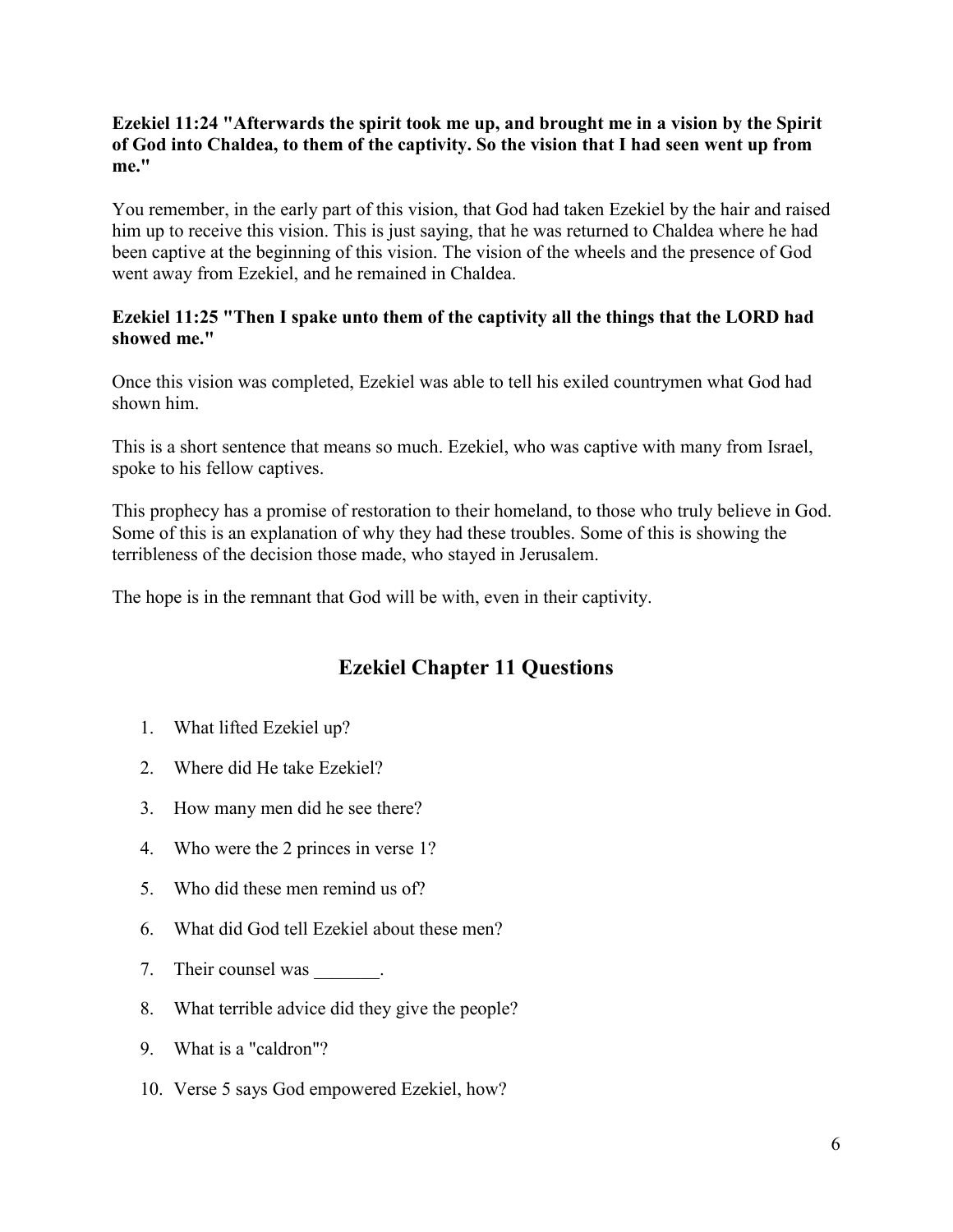**Ezekiel 11:24 "Afterwards the spirit took me up, and brought me in a vision by the Spirit of God into Chaldea, to them of the captivity. So the vision that I had seen went up from me."**

You remember, in the early part of this vision, that God had taken Ezekiel by the hair and raised him up to receive this vision. This is just saying, that he was returned to Chaldea where he had been captive at the beginning of this vision. The vision of the wheels and the presence of God went away from Ezekiel, and he remained in Chaldea.

**Ezekiel 11:25 "Then I spake unto them of the captivity all the things that the LORD had showed me."**

Once this vision was completed, Ezekiel was able to tell his exiled countrymen what God had shown him.

This is a short sentence that means so much. Ezekiel, who was captive with many from Israel, spoke to his fellow captives.

This prophecy has a promise of restoration to their homeland, to those who truly believe in God. Some of this is an explanation of why they had these troubles. Some of this is showing the terribleness of the decision those made, who stayed in Jerusalem.

The hope is in the remnant that God will be with, even in their captivity.

## Ezekiel Chapter 11 Questions

1. What lifted Ezekiel up?
2. Where did He take Ezekiel?
3. How many men did he see there?
4. Who were the 2 princes in verse 1?
5. Who did these men remind us of?
6. What did God tell Ezekiel about these men?
7. Their counsel was _______.
8. What terrible advice did they give the people?
9. What is a "caldron"?
10. Verse 5 says God empowered Ezekiel, how?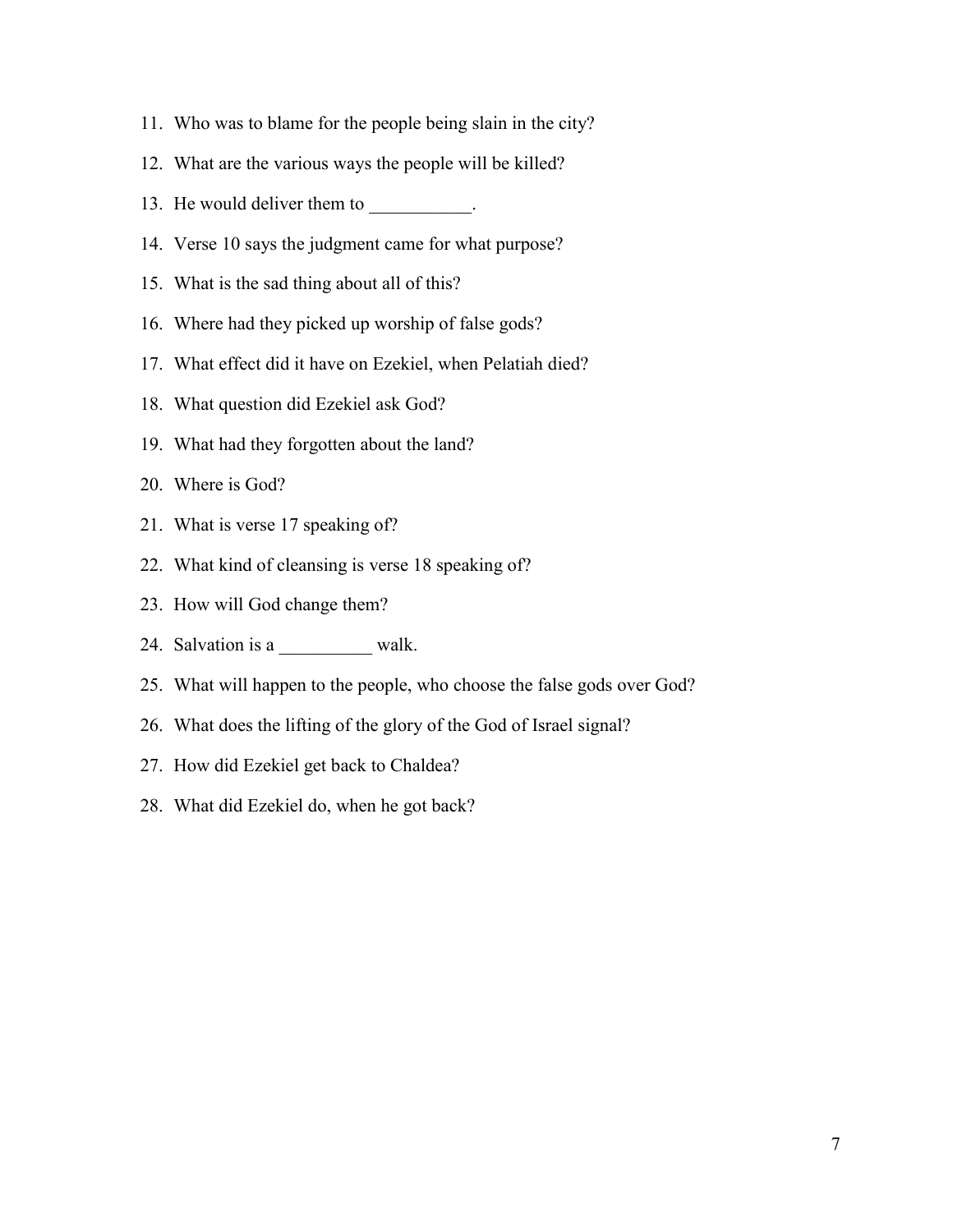11. Who was to blame for the people being slain in the city?
12. What are the various ways the people will be killed?
13. He would deliver them to ___________.
14. Verse 10 says the judgment came for what purpose?
15. What is the sad thing about all of this?
16. Where had they picked up worship of false gods?
17. What effect did it have on Ezekiel, when Pelatiah died?
18. What question did Ezekiel ask God?
19. What had they forgotten about the land?
20. Where is God?
21. What is verse 17 speaking of?
22. What kind of cleansing is verse 18 speaking of?
23. How will God change them?
24. Salvation is a __________ walk.
25. What will happen to the people, who choose the false gods over God?
26. What does the lifting of the glory of the God of Israel signal?
27. How did Ezekiel get back to Chaldea?
28. What did Ezekiel do, when he got back?